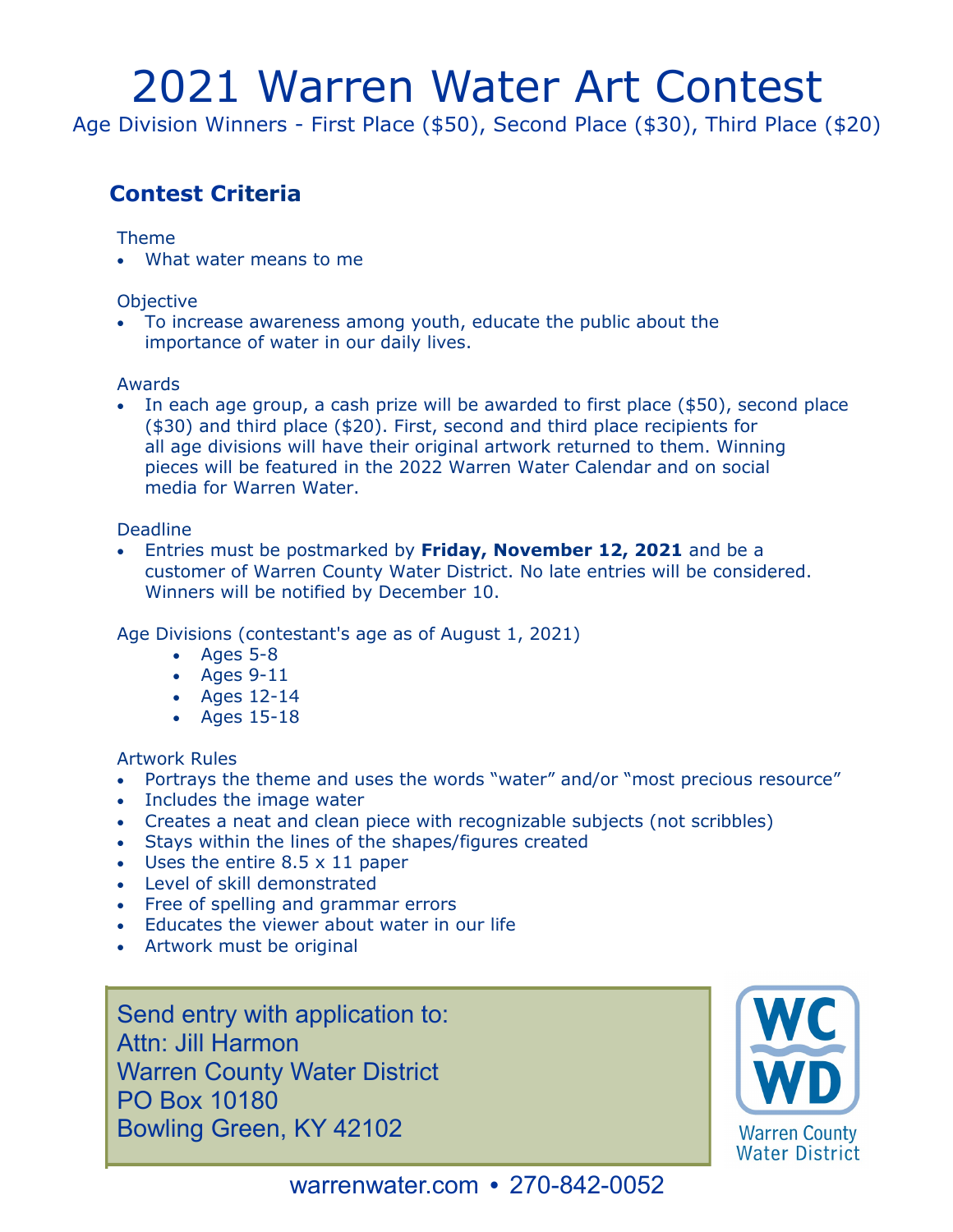# 2021 Warren Water Art Contest

Age Division Winners - First Place ($50), Second Place ($30), Third Place ($20)

## Contest Criteria

Theme

- What water means to me

Objective

- To increase awareness among youth, educate the public about the importance of water in our daily lives.

Awards

- In each age group, a cash prize will be awarded to first place ($50), second place ($30) and third place ($20). First, second and third place recipients for all age divisions will have their original artwork returned to them. Winning pieces will be featured in the 2022 Warren Water Calendar and on social media for Warren Water.

Deadline

- Entries must be postmarked by **Friday, November 12, 2021** and be a customer of Warren County Water District. No late entries will be considered. Winners will be notified by December 10.

Age Divisions (contestant's age as of August 1, 2021)

- Ages 5-8
- Ages 9-11
- Ages 12-14
- Ages 15-18

Artwork Rules

- Portrays the theme and uses the words "water" and/or "most precious resource"
- Includes the image water
- Creates a neat and clean piece with recognizable subjects (not scribbles)
- Stays within the lines of the shapes/figures created
- Uses the entire 8.5 x 11 paper
- Level of skill demonstrated
- Free of spelling and grammar errors
- Educates the viewer about water in our life
- Artwork must be original

Send entry with application to:
Attn: Jill Harmon
Warren County Water District
PO Box 10180
Bowling Green, KY 42102

WC WD
Warren County Water District

warrenwater.com • 270-842-0052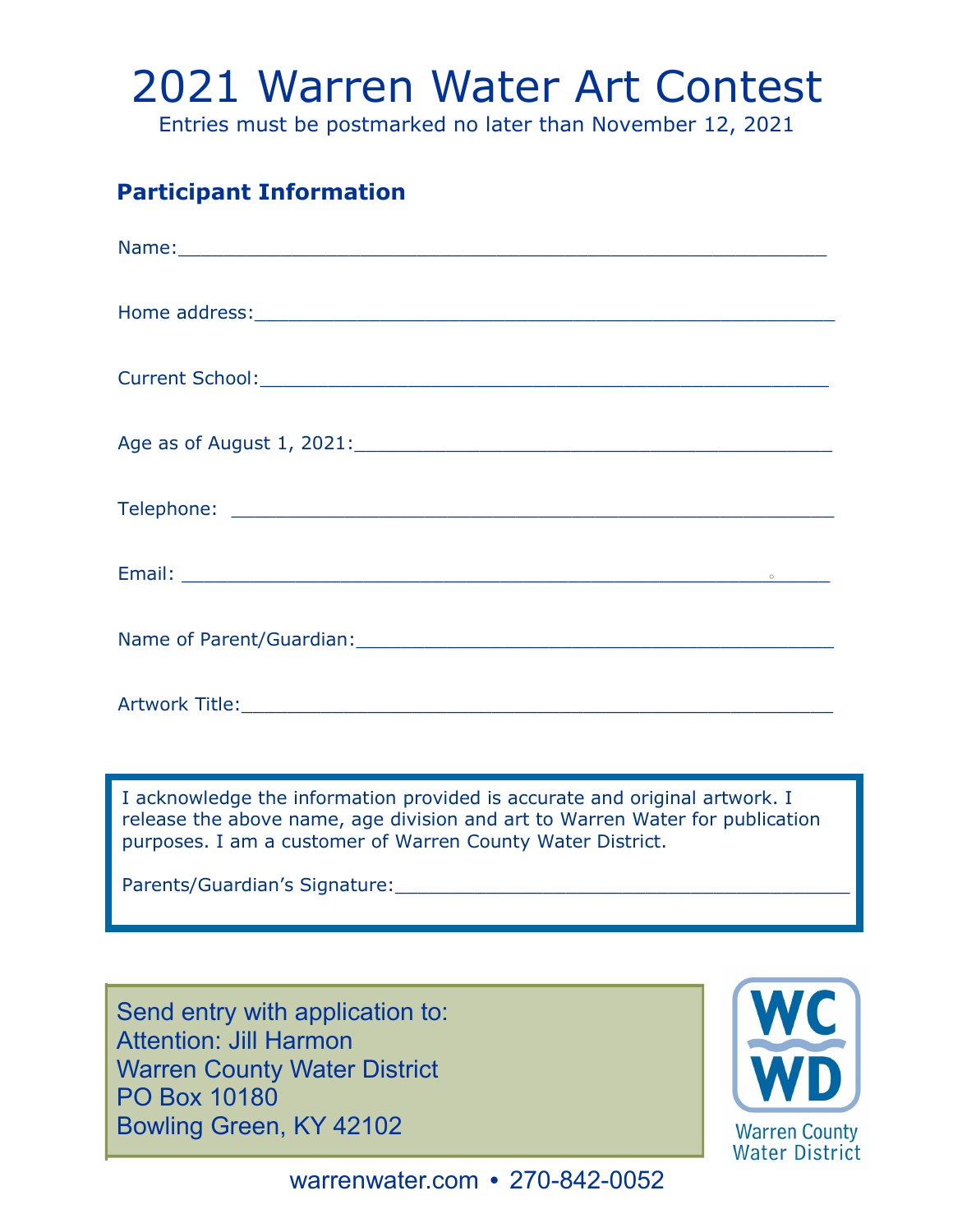# 2021 Warren Water Art Contest

Entries must be postmarked no later than November 12, 2021

## Participant Information

Name:_______________________________________________________

Home address:_______________________________________________________

Current School:_______________________________________________________

Age as of August 1, 2021:_______________________________________________

Telephone: _______________________________________________________

Email: _______________________________________________________

Name of Parent/Guardian:_______________________________________________

Artwork Title:_______________________________________________________

I acknowledge the information provided is accurate and original artwork. I release the above name, age division and art to Warren Water for publication purposes. I am a customer of Warren County Water District.

Parents/Guardian's Signature:_________________________________________

Send entry with application to:
Attention: Jill Harmon
Warren County Water District
PO Box 10180
Bowling Green, KY 42102

WC WD
Warren County Water District

warrenwater.com • 270-842-0052